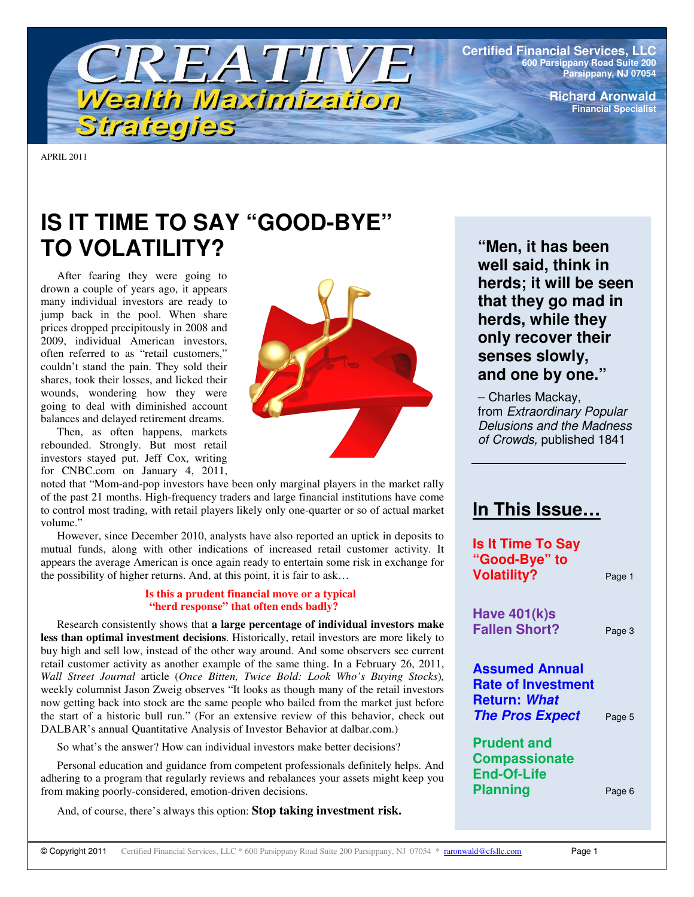# CREATIVE Wealth Maximization Strategies

**Certified Financial Services, LLC**
600 Parsippany Road Suite 200
Parsippany, NJ 07054

**Richard Aronwald**
Financial Specialist

APRIL 2011

## IS IT TIME TO SAY "GOOD-BYE" TO VOLATILITY?

After fearing they were going to drown a couple of years ago, it appears many individual investors are ready to jump back in the pool. When share prices dropped precipitously in 2008 and 2009, individual American investors, often referred to as "retail customers," couldn't stand the pain. They sold their shares, took their losses, and licked their wounds, wondering how they were going to deal with diminished account balances and delayed retirement dreams.

Then, as often happens, markets rebounded. Strongly. But most retail investors stayed put. Jeff Cox, writing for CNBC.com on January 4, 2011, noted that "Mom-and-pop investors have been only marginal players in the market rally of the past 21 months. High-frequency traders and large financial institutions have come to control most trading, with retail players likely only one-quarter or so of actual market volume."

However, since December 2010, analysts have also reported an uptick in deposits to mutual funds, along with other indications of increased retail customer activity. It appears the average American is once again ready to entertain some risk in exchange for the possibility of higher returns. And, at this point, it is fair to ask…

**Is this a prudent financial move or a typical "herd response" that often ends badly?**

Research consistently shows that **a large percentage of individual investors make less than optimal investment decisions**. Historically, retail investors are more likely to buy high and sell low, instead of the other way around. And some observers see current retail customer activity as another example of the same thing. In a February 26, 2011, *Wall Street Journal* article (*Once Bitten, Twice Bold: Look Who's Buying Stocks*), weekly columnist Jason Zweig observes "It looks as though many of the retail investors now getting back into stock are the same people who bailed from the market just before the start of a historic bull run." (For an extensive review of this behavior, check out DALBAR's annual Quantitative Analysis of Investor Behavior at dalbar.com.)

So what's the answer? How can individual investors make better decisions?

Personal education and guidance from competent professionals definitely helps. And adhering to a program that regularly reviews and rebalances your assets might keep you from making poorly-considered, emotion-driven decisions.

And, of course, there's always this option: **Stop taking investment risk.**

---

**"Men, it has been well said, think in herds; it will be seen that they go mad in herds, while they only recover their senses slowly, and one by one."**

– Charles Mackay, from *Extraordinary Popular Delusions and the Madness of Crowds,* published 1841

---

## In This Issue…

| | |
|---|---|
| Is It Time To Say "Good-Bye" to Volatility? | Page 1 |
| Have 401(k)s Fallen Short? | Page 3 |
| Assumed Annual Rate of Investment Return: *What The Pros Expect* | Page 5 |
| Prudent and Compassionate End-Of-Life Planning | Page 6 |

© Copyright 2011 Certified Financial Services, LLC * 600 Parsippany Road Suite 200 Parsippany, NJ 07054 * raronwald@cfsllc.com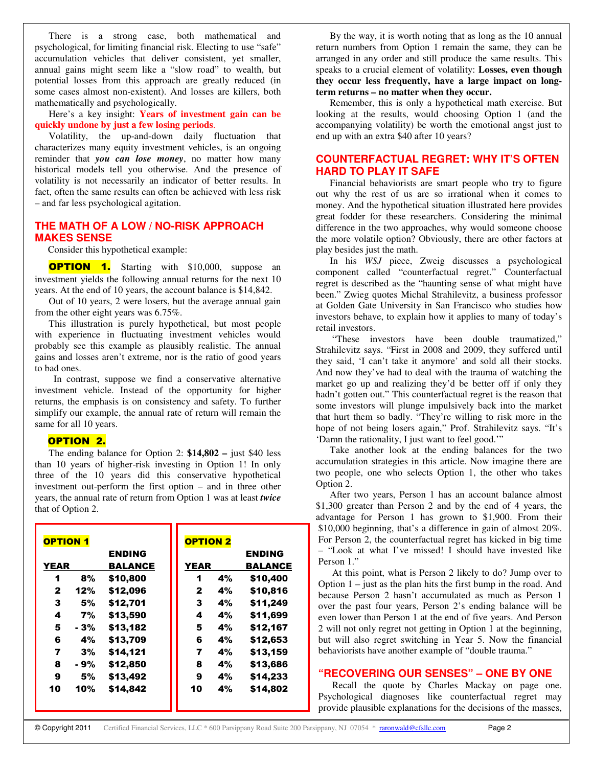There is a strong case, both mathematical and psychological, for limiting financial risk. Electing to use "safe" accumulation vehicles that deliver consistent, yet smaller, annual gains might seem like a "slow road" to wealth, but potential losses from this approach are greatly reduced (in some cases almost non-existent). And losses are killers, both mathematically and psychologically.

Here's a key insight: **Years of investment gain can be quickly undone by just a few losing periods**.

Volatility, the up-and-down daily fluctuation that characterizes many equity investment vehicles, is an ongoing reminder that ***you can lose money***, no matter how many historical models tell you otherwise. And the presence of volatility is not necessarily an indicator of better results. In fact, often the same results can often be achieved with less risk – and far less psychological agitation.

## THE MATH OF A LOW / NO-RISK APPROACH MAKES SENSE

Consider this hypothetical example:

**OPTION 1.** Starting with $10,000, suppose an investment yields the following annual returns for the next 10 years. At the end of 10 years, the account balance is $14,842.

Out of 10 years, 2 were losers, but the average annual gain from the other eight years was 6.75%.

This illustration is purely hypothetical, but most people with experience in fluctuating investment vehicles would probably see this example as plausibly realistic. The annual gains and losses aren't extreme, nor is the ratio of good years to bad ones.

In contrast, suppose we find a conservative alternative investment vehicle. Instead of the opportunity for higher returns, the emphasis is on consistency and safety. To further simplify our example, the annual rate of return will remain the same for all 10 years.

**OPTION 2.**

The ending balance for Option 2: **$14,802 –** just $40 less than 10 years of higher-risk investing in Option 1! In only three of the 10 years did this conservative hypothetical investment out-perform the first option – and in three other years, the annual rate of return from Option 1 was at least ***twice*** that of Option 2.

**OPTION 1**

| YEAR | | ENDING BALANCE |
|---|---|---|
| 1 | 8% | $10,800 |
| 2 | 12% | $12,096 |
| 3 | 5% | $12,701 |
| 4 | 7% | $13,590 |
| 5 | - 3% | $13,182 |
| 6 | 4% | $13,709 |
| 7 | 3% | $14,121 |
| 8 | - 9% | $12,850 |
| 9 | 5% | $13,492 |
| 10 | 10% | $14,842 |

**OPTION 2**

| YEAR | | ENDING BALANCE |
|---|---|---|
| 1 | 4% | $10,400 |
| 2 | 4% | $10,816 |
| 3 | 4% | $11,249 |
| 4 | 4% | $11,699 |
| 5 | 4% | $12,167 |
| 6 | 4% | $12,653 |
| 7 | 4% | $13,159 |
| 8 | 4% | $13,686 |
| 9 | 4% | $14,233 |
| 10 | 4% | $14,802 |

By the way, it is worth noting that as long as the 10 annual return numbers from Option 1 remain the same, they can be arranged in any order and still produce the same results. This speaks to a crucial element of volatility: **Losses, even though they occur less frequently, have a large impact on long-term returns – no matter when they occur.**

Remember, this is only a hypothetical math exercise. But looking at the results, would choosing Option 1 (and the accompanying volatility) be worth the emotional angst just to end up with an extra $40 after 10 years?

## COUNTERFACTUAL REGRET: WHY IT'S OFTEN HARD TO PLAY IT SAFE

Financial behaviorists are smart people who try to figure out why the rest of us are so irrational when it comes to money. And the hypothetical situation illustrated here provides great fodder for these researchers. Considering the minimal difference in the two approaches, why would someone choose the more volatile option? Obviously, there are other factors at play besides just the math.

In his *WSJ* piece, Zweig discusses a psychological component called "counterfactual regret." Counterfactual regret is described as the "haunting sense of what might have been." Zweig quotes Michal Strahilevitz, a business professor at Golden Gate University in San Francisco who studies how investors behave, to explain how it applies to many of today's retail investors.

"These investors have been double traumatized," Strahilevitz says. "First in 2008 and 2009, they suffered until they said, 'I can't take it anymore' and sold all their stocks. And now they've had to deal with the trauma of watching the market go up and realizing they'd be better off if only they hadn't gotten out." This counterfactual regret is the reason that some investors will plunge impulsively back into the market that hurt them so badly. "They're willing to risk more in the hope of not being losers again," Prof. Strahilevitz says. "It's 'Damn the rationality, I just want to feel good.'"

Take another look at the ending balances for the two accumulation strategies in this article. Now imagine there are two people, one who selects Option 1, the other who takes Option 2.

After two years, Person 1 has an account balance almost $1,300 greater than Person 2 and by the end of 4 years, the advantage for Person 1 has grown to $1,900. From their $10,000 beginning, that's a difference in gain of almost 20%. For Person 2, the counterfactual regret has kicked in big time – "Look at what I've missed! I should have invested like Person 1."

At this point, what is Person 2 likely to do? Jump over to Option 1 – just as the plan hits the first bump in the road. And because Person 2 hasn't accumulated as much as Person 1 over the past four years, Person 2's ending balance will be even lower than Person 1 at the end of five years. And Person 2 will not only regret not getting in Option 1 at the beginning, but will also regret switching in Year 5. Now the financial behaviorists have another example of "double trauma."

## "RECOVERING OUR SENSES" – ONE BY ONE

Recall the quote by Charles Mackay on page one. Psychological diagnoses like counterfactual regret may provide plausible explanations for the decisions of the masses,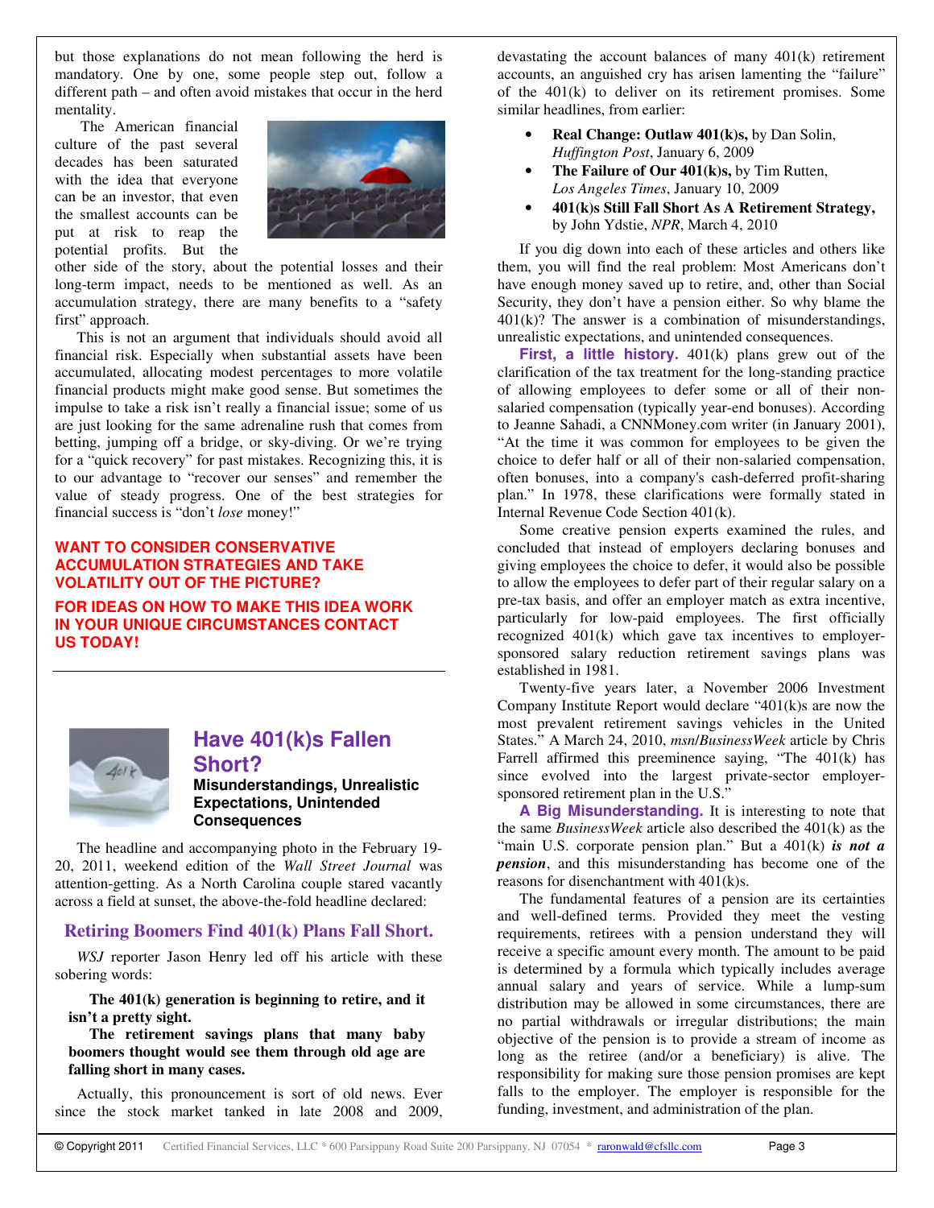but those explanations do not mean following the herd is mandatory. One by one, some people step out, follow a different path – and often avoid mistakes that occur in the herd mentality.

The American financial culture of the past several decades has been saturated with the idea that everyone can be an investor, that even the smallest accounts can be put at risk to reap the potential profits. But the other side of the story, about the potential losses and their long-term impact, needs to be mentioned as well. As an accumulation strategy, there are many benefits to a "safety first" approach.

This is not an argument that individuals should avoid all financial risk. Especially when substantial assets have been accumulated, allocating modest percentages to more volatile financial products might make good sense. But sometimes the impulse to take a risk isn't really a financial issue; some of us are just looking for the same adrenaline rush that comes from betting, jumping off a bridge, or sky-diving. Or we're trying for a "quick recovery" for past mistakes. Recognizing this, it is to our advantage to "recover our senses" and remember the value of steady progress. One of the best strategies for financial success is "don't *lose* money!"

**WANT TO CONSIDER CONSERVATIVE ACCUMULATION STRATEGIES AND TAKE VOLATILITY OUT OF THE PICTURE?**

**FOR IDEAS ON HOW TO MAKE THIS IDEA WORK IN YOUR UNIQUE CIRCUMSTANCES CONTACT US TODAY!**

---

## Have 401(k)s Fallen Short?

**Misunderstandings, Unrealistic Expectations, Unintended Consequences**

The headline and accompanying photo in the February 19-20, 2011, weekend edition of the *Wall Street Journal* was attention-getting. As a North Carolina couple stared vacantly across a field at sunset, the above-the-fold headline declared:

### Retiring Boomers Find 401(k) Plans Fall Short.

*WSJ* reporter Jason Henry led off his article with these sobering words:

> **The 401(k) generation is beginning to retire, and it isn't a pretty sight.**
>
> **The retirement savings plans that many baby boomers thought would see them through old age are falling short in many cases.**

Actually, this pronouncement is sort of old news. Ever since the stock market tanked in late 2008 and 2009, devastating the account balances of many 401(k) retirement accounts, an anguished cry has arisen lamenting the "failure" of the 401(k) to deliver on its retirement promises. Some similar headlines, from earlier:

- **Real Change: Outlaw 401(k)s,** by Dan Solin, *Huffington Post*, January 6, 2009
- **The Failure of Our 401(k)s,** by Tim Rutten, *Los Angeles Times*, January 10, 2009
- **401(k)s Still Fall Short As A Retirement Strategy,** by John Ydstie, *NPR*, March 4, 2010

If you dig down into each of these articles and others like them, you will find the real problem: Most Americans don't have enough money saved up to retire, and, other than Social Security, they don't have a pension either. So why blame the 401(k)? The answer is a combination of misunderstandings, unrealistic expectations, and unintended consequences.

**First, a little history.** 401(k) plans grew out of the clarification of the tax treatment for the long-standing practice of allowing employees to defer some or all of their non-salaried compensation (typically year-end bonuses). According to Jeanne Sahadi, a CNNMoney.com writer (in January 2001), "At the time it was common for employees to be given the choice to defer half or all of their non-salaried compensation, often bonuses, into a company's cash-deferred profit-sharing plan." In 1978, these clarifications were formally stated in Internal Revenue Code Section 401(k).

Some creative pension experts examined the rules, and concluded that instead of employers declaring bonuses and giving employees the choice to defer, it would also be possible to allow the employees to defer part of their regular salary on a pre-tax basis, and offer an employer match as extra incentive, particularly for low-paid employees. The first officially recognized 401(k) which gave tax incentives to employer-sponsored salary reduction retirement savings plans was established in 1981.

Twenty-five years later, a November 2006 Investment Company Institute Report would declare "401(k)s are now the most prevalent retirement savings vehicles in the United States." A March 24, 2010, *msn*/*BusinessWeek* article by Chris Farrell affirmed this preeminence saying, "The 401(k) has since evolved into the largest private-sector employer-sponsored retirement plan in the U.S."

**A Big Misunderstanding.** It is interesting to note that the same *BusinessWeek* article also described the 401(k) as the "main U.S. corporate pension plan." But a 401(k) ***is not a pension***, and this misunderstanding has become one of the reasons for disenchantment with 401(k)s.

The fundamental features of a pension are its certainties and well-defined terms. Provided they meet the vesting requirements, retirees with a pension understand they will receive a specific amount every month. The amount to be paid is determined by a formula which typically includes average annual salary and years of service. While a lump-sum distribution may be allowed in some circumstances, there are no partial withdrawals or irregular distributions; the main objective of the pension is to provide a stream of income as long as the retiree (and/or a beneficiary) is alive. The responsibility for making sure those pension promises are kept falls to the employer. The employer is responsible for the funding, investment, and administration of the plan.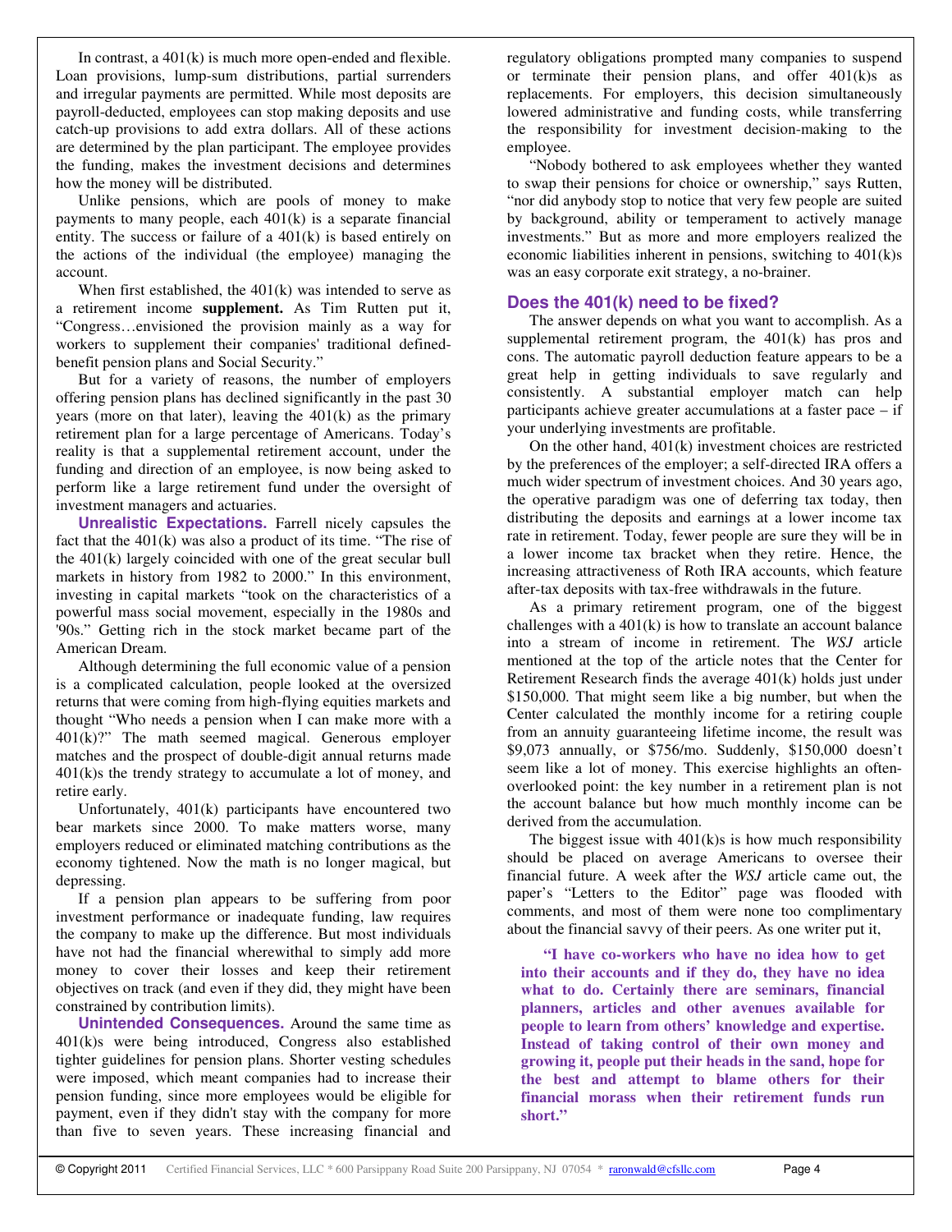In contrast, a 401(k) is much more open-ended and flexible. Loan provisions, lump-sum distributions, partial surrenders and irregular payments are permitted. While most deposits are payroll-deducted, employees can stop making deposits and use catch-up provisions to add extra dollars. All of these actions are determined by the plan participant. The employee provides the funding, makes the investment decisions and determines how the money will be distributed.

Unlike pensions, which are pools of money to make payments to many people, each 401(k) is a separate financial entity. The success or failure of a 401(k) is based entirely on the actions of the individual (the employee) managing the account.

When first established, the 401(k) was intended to serve as a retirement income **supplement.** As Tim Rutten put it, "Congress…envisioned the provision mainly as a way for workers to supplement their companies' traditional defined-benefit pension plans and Social Security."

But for a variety of reasons, the number of employers offering pension plans has declined significantly in the past 30 years (more on that later), leaving the 401(k) as the primary retirement plan for a large percentage of Americans. Today's reality is that a supplemental retirement account, under the funding and direction of an employee, is now being asked to perform like a large retirement fund under the oversight of investment managers and actuaries.

**Unrealistic Expectations.** Farrell nicely capsules the fact that the 401(k) was also a product of its time. "The rise of the 401(k) largely coincided with one of the great secular bull markets in history from 1982 to 2000." In this environment, investing in capital markets "took on the characteristics of a powerful mass social movement, especially in the 1980s and '90s." Getting rich in the stock market became part of the American Dream.

Although determining the full economic value of a pension is a complicated calculation, people looked at the oversized returns that were coming from high-flying equities markets and thought "Who needs a pension when I can make more with a 401(k)?" The math seemed magical. Generous employer matches and the prospect of double-digit annual returns made 401(k)s the trendy strategy to accumulate a lot of money, and retire early.

Unfortunately, 401(k) participants have encountered two bear markets since 2000. To make matters worse, many employers reduced or eliminated matching contributions as the economy tightened. Now the math is no longer magical, but depressing.

If a pension plan appears to be suffering from poor investment performance or inadequate funding, law requires the company to make up the difference. But most individuals have not had the financial wherewithal to simply add more money to cover their losses and keep their retirement objectives on track (and even if they did, they might have been constrained by contribution limits).

**Unintended Consequences.** Around the same time as 401(k)s were being introduced, Congress also established tighter guidelines for pension plans. Shorter vesting schedules were imposed, which meant companies had to increase their pension funding, since more employees would be eligible for payment, even if they didn't stay with the company for more than five to seven years. These increasing financial and regulatory obligations prompted many companies to suspend or terminate their pension plans, and offer 401(k)s as replacements. For employers, this decision simultaneously lowered administrative and funding costs, while transferring the responsibility for investment decision-making to the employee.

"Nobody bothered to ask employees whether they wanted to swap their pensions for choice or ownership," says Rutten, "nor did anybody stop to notice that very few people are suited by background, ability or temperament to actively manage investments." But as more and more employers realized the economic liabilities inherent in pensions, switching to 401(k)s was an easy corporate exit strategy, a no-brainer.

## Does the 401(k) need to be fixed?

The answer depends on what you want to accomplish. As a supplemental retirement program, the 401(k) has pros and cons. The automatic payroll deduction feature appears to be a great help in getting individuals to save regularly and consistently. A substantial employer match can help participants achieve greater accumulations at a faster pace – if your underlying investments are profitable.

On the other hand, 401(k) investment choices are restricted by the preferences of the employer; a self-directed IRA offers a much wider spectrum of investment choices. And 30 years ago, the operative paradigm was one of deferring tax today, then distributing the deposits and earnings at a lower income tax rate in retirement. Today, fewer people are sure they will be in a lower income tax bracket when they retire. Hence, the increasing attractiveness of Roth IRA accounts, which feature after-tax deposits with tax-free withdrawals in the future.

As a primary retirement program, one of the biggest challenges with a 401(k) is how to translate an account balance into a stream of income in retirement. The *WSJ* article mentioned at the top of the article notes that the Center for Retirement Research finds the average 401(k) holds just under $150,000. That might seem like a big number, but when the Center calculated the monthly income for a retiring couple from an annuity guaranteeing lifetime income, the result was $9,073 annually, or $756/mo. Suddenly, $150,000 doesn't seem like a lot of money. This exercise highlights an often-overlooked point: the key number in a retirement plan is not the account balance but how much monthly income can be derived from the accumulation.

The biggest issue with 401(k)s is how much responsibility should be placed on average Americans to oversee their financial future. A week after the *WSJ* article came out, the paper's "Letters to the Editor" page was flooded with comments, and most of them were none too complimentary about the financial savvy of their peers. As one writer put it,

> **"I have co-workers who have no idea how to get into their accounts and if they do, they have no idea what to do. Certainly there are seminars, financial planners, articles and other avenues available for people to learn from others' knowledge and expertise. Instead of taking control of their own money and growing it, people put their heads in the sand, hope for the best and attempt to blame others for their financial morass when their retirement funds run short."**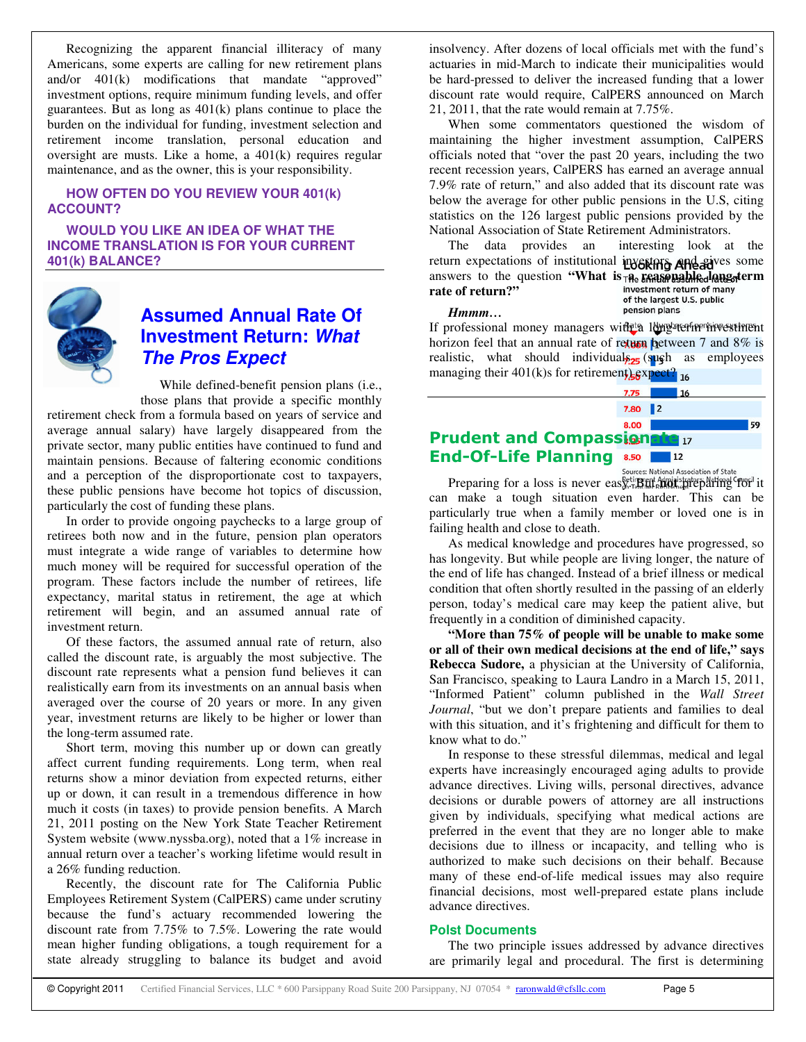Recognizing the apparent financial illiteracy of many Americans, some experts are calling for new retirement plans and/or 401(k) modifications that mandate "approved" investment options, require minimum funding levels, and offer guarantees. But as long as 401(k) plans continue to place the burden on the individual for funding, investment selection and retirement income translation, personal education and oversight are musts. Like a home, a 401(k) requires regular maintenance, and as the owner, this is your responsibility.

**HOW OFTEN DO YOU REVIEW YOUR 401(k) ACCOUNT?**

**WOULD YOU LIKE AN IDEA OF WHAT THE INCOME TRANSLATION IS FOR YOUR CURRENT 401(k) BALANCE?**

## Assumed Annual Rate Of Investment Return: *What The Pros Expect*

While defined-benefit pension plans (i.e., those plans that provide a specific monthly retirement check from a formula based on years of service and average annual salary) have largely disappeared from the private sector, many public entities have continued to fund and maintain pensions. Because of faltering economic conditions and a perception of the disproportionate cost to taxpayers, these public pensions have become hot topics of discussion, particularly the cost of funding these plans.

In order to provide ongoing paychecks to a large group of retirees both now and in the future, pension plan operators must integrate a wide range of variables to determine how much money will be required for successful operation of the program. These factors include the number of retirees, life expectancy, marital status in retirement, the age at which retirement will begin, and an assumed annual rate of investment return.

Of these factors, the assumed annual rate of return, also called the discount rate, is arguably the most subjective. The discount rate represents what a pension fund believes it can realistically earn from its investments on an annual basis when averaged over the course of 20 years or more. In any given year, investment returns are likely to be higher or lower than the long-term assumed rate.

Short term, moving this number up or down can greatly affect current funding requirements. Long term, when real returns show a minor deviation from expected returns, either up or down, it can result in a tremendous difference in how much it costs (in taxes) to provide pension benefits. A March 21, 2011 posting on the New York State Teacher Retirement System website (www.nyssba.org), noted that a 1% increase in annual return over a teacher's working lifetime would result in a 26% funding reduction.

Recently, the discount rate for The California Public Employees Retirement System (CalPERS) came under scrutiny because the fund's actuary recommended lowering the discount rate from 7.75% to 7.5%. Lowering the rate would mean higher funding obligations, a tough requirement for a state already struggling to balance its budget and avoid insolvency. After dozens of local officials met with the fund's actuaries in mid-March to indicate their municipalities would be hard-pressed to deliver the increased funding that a lower discount rate would require, CalPERS announced on March 21, 2011, that the rate would remain at 7.75%.

When some commentators questioned the wisdom of maintaining the higher investment assumption, CalPERS officials noted that "over the past 20 years, including the two recent recession years, CalPERS has earned an average annual 7.9% rate of return," and also added that its discount rate was below the average for other public pensions in the U.S, citing statistics on the 126 largest public pensions provided by the National Association of State Retirement Administrators.

The data provides an interesting look at the return expectations of institutional investors and gives some answers to the question **"What is a reasonable long-term rate of return?"**

**Looking Ahead**

The annual assumed rate of investment return of many of the largest U.S. public pension plans

| Rate | Number of pension systems |
|---|---|
| 7.00% | 1 |
| 7.25 | 3 |
| 7.50 | 16 |
| 7.75 | 16 |
| 7.80 | 2 |
| 8.00 | 59 |
| 8.25 | 17 |
| 8.50 | 12 |

Sources: National Association of State Retirement Administrators, National Council on Teacher Retirement

***Hmmm…***

If professional money managers with a long-term investment horizon feel that an annual rate of return between 7 and 8% is realistic, what should individuals (such as employees managing their 401(k)s for retirement) expect?

## Prudent and Compassionate End-Of-Life Planning

Preparing for a loss is never easy. But not preparing for it can make a tough situation even harder. This can be particularly true when a family member or loved one is in failing health and close to death.

As medical knowledge and procedures have progressed, so has longevity. But while people are living longer, the nature of the end of life has changed. Instead of a brief illness or medical condition that often shortly resulted in the passing of an elderly person, today's medical care may keep the patient alive, but frequently in a condition of diminished capacity.

**"More than 75% of people will be unable to make some or all of their own medical decisions at the end of life," says Rebecca Sudore,** a physician at the University of California, San Francisco, speaking to Laura Landro in a March 15, 2011, "Informed Patient" column published in the *Wall Street Journal*, "but we don't prepare patients and families to deal with this situation, and it's frightening and difficult for them to know what to do."

In response to these stressful dilemmas, medical and legal experts have increasingly encouraged aging adults to provide advance directives. Living wills, personal directives, advance decisions or durable powers of attorney are all instructions given by individuals, specifying what medical actions are preferred in the event that they are no longer able to make decisions due to illness or incapacity, and telling who is authorized to make such decisions on their behalf. Because many of these end-of-life medical issues may also require financial decisions, most well-prepared estate plans include advance directives.

### Polst Documents

The two principle issues addressed by advance directives are primarily legal and procedural. The first is determining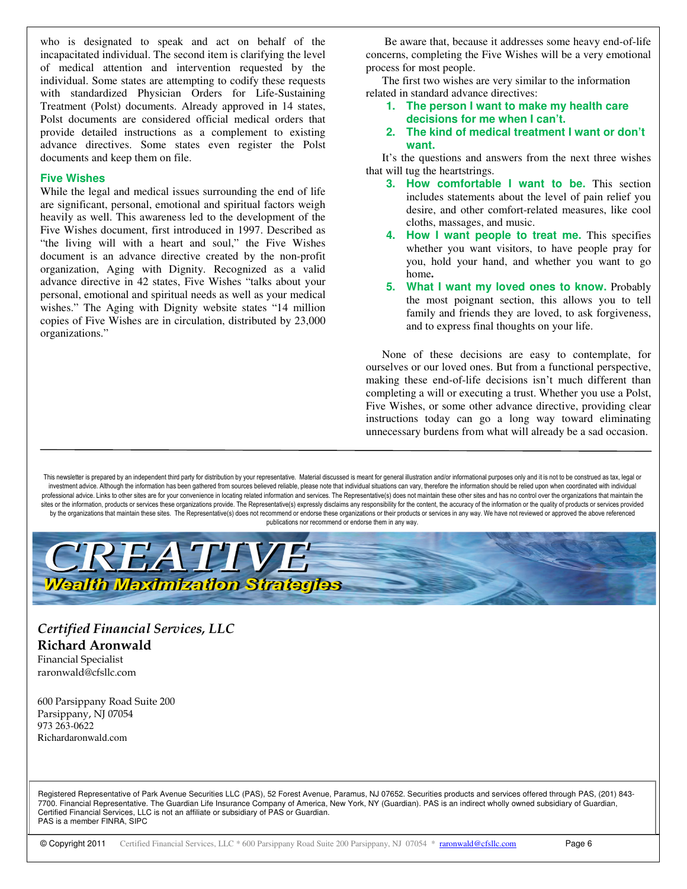who is designated to speak and act on behalf of the incapacitated individual. The second item is clarifying the level of medical attention and intervention requested by the individual. Some states are attempting to codify these requests with standardized Physician Orders for Life-Sustaining Treatment (Polst) documents. Already approved in 14 states, Polst documents are considered official medical orders that provide detailed instructions as a complement to existing advance directives. Some states even register the Polst documents and keep them on file.

### Five Wishes

While the legal and medical issues surrounding the end of life are significant, personal, emotional and spiritual factors weigh heavily as well. This awareness led to the development of the Five Wishes document, first introduced in 1997. Described as "the living will with a heart and soul," the Five Wishes document is an advance directive created by the non-profit organization, Aging with Dignity. Recognized as a valid advance directive in 42 states, Five Wishes "talks about your personal, emotional and spiritual needs as well as your medical wishes." The Aging with Dignity website states "14 million copies of Five Wishes are in circulation, distributed by 23,000 organizations."

Be aware that, because it addresses some heavy end-of-life concerns, completing the Five Wishes will be a very emotional process for most people.

The first two wishes are very similar to the information related in standard advance directives:

1. **The person I want to make my health care decisions for me when I can't.**
2. **The kind of medical treatment I want or don't want.**

It's the questions and answers from the next three wishes that will tug the heartstrings.

3. **How comfortable I want to be.** This section includes statements about the level of pain relief you desire, and other comfort-related measures, like cool cloths, massages, and music.
4. **How I want people to treat me.** This specifies whether you want visitors, to have people pray for you, hold your hand, and whether you want to go home.
5. **What I want my loved ones to know.** Probably the most poignant section, this allows you to tell family and friends they are loved, to ask forgiveness, and to express final thoughts on your life.

None of these decisions are easy to contemplate, for ourselves or our loved ones. But from a functional perspective, making these end-of-life decisions isn't much different than completing a will or executing a trust. Whether you use a Polst, Five Wishes, or some other advance directive, providing clear instructions today can go a long way toward eliminating unnecessary burdens from what will already be a sad occasion.

---

This newsletter is prepared by an independent third party for distribution by your representative. Material discussed is meant for general illustration and/or informational purposes only and it is not to be construed as tax, legal or investment advice. Although the information has been gathered from sources believed reliable, please note that individual situations can vary, therefore the information should be relied upon when coordinated with individual professional advice. Links to other sites are for your convenience in locating related information and services. The Representative(s) does not maintain these other sites and has no control over the organizations that maintain the sites or the information, products or services these organizations provide. The Representative(s) expressly disclaims any responsibility for the content, the accuracy of the information or the quality of products or services provided by the organizations that maintain these sites. The Representative(s) does not recommend or endorse these organizations or their products or services in any way. We have not reviewed or approved the above referenced publications nor recommend or endorse them in any way.

CREATIVE
Wealth Maximization Strategies

*Certified Financial Services, LLC*
**Richard Aronwald**
Financial Specialist
raronwald@cfsllc.com

600 Parsippany Road Suite 200
Parsippany, NJ 07054
973 263-0622
Richardaronwald.com

Registered Representative of Park Avenue Securities LLC (PAS), 52 Forest Avenue, Paramus, NJ 07652. Securities products and services offered through PAS, (201) 843-7700. Financial Representative. The Guardian Life Insurance Company of America, New York, NY (Guardian). PAS is an indirect wholly owned subsidiary of Guardian. Certified Financial Services, LLC is not an affiliate or subsidiary of PAS or Guardian.
PAS is a member FINRA, SIPC

© Copyright 2011 Certified Financial Services, LLC * 600 Parsippany Road Suite 200 Parsippany, NJ 07054 * raronwald@cfsllc.com